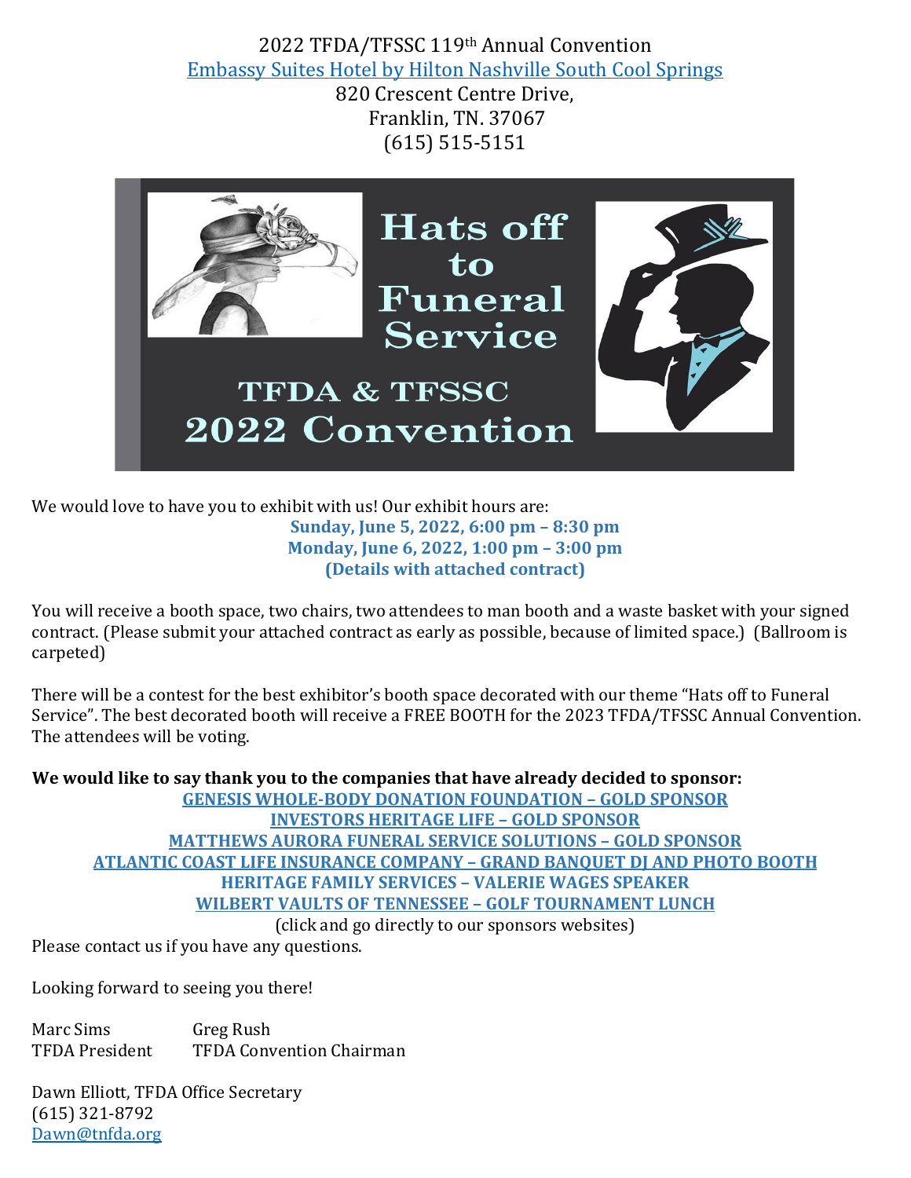2022 TFDA/TFSSC 119th Annual Convention
[Embassy Suites Hotel by Hilton Nashville South Cool Springs](#)
820 Crescent Centre Drive,
Franklin, TN. 37067
(615) 515-5151

Hats off to Funeral Service

TFDA & TFSSC 2022 Convention

We would love to have you to exhibit with us! Our exhibit hours are:

**Sunday, June 5, 2022, 6:00 pm – 8:30 pm**
**Monday, June 6, 2022, 1:00 pm – 3:00 pm**
**(Details with attached contract)**

You will receive a booth space, two chairs, two attendees to man booth and a waste basket with your signed contract. (Please submit your attached contract as early as possible, because of limited space.) (Ballroom is carpeted)

There will be a contest for the best exhibitor's booth space decorated with our theme "Hats off to Funeral Service". The best decorated booth will receive a FREE BOOTH for the 2023 TFDA/TFSSC Annual Convention. The attendees will be voting.

**We would like to say thank you to the companies that have already decided to sponsor:**

**GENESIS WHOLE-BODY DONATION FOUNDATION – GOLD SPONSOR**
**INVESTORS HERITAGE LIFE – GOLD SPONSOR**
**MATTHEWS AURORA FUNERAL SERVICE SOLUTIONS – GOLD SPONSOR**
**ATLANTIC COAST LIFE INSURANCE COMPANY – GRAND BANQUET DJ AND PHOTO BOOTH**
**HERITAGE FAMILY SERVICES – VALERIE WAGES SPEAKER**
**WILBERT VAULTS OF TENNESSEE – GOLF TOURNAMENT LUNCH**

(click and go directly to our sponsors websites)

Please contact us if you have any questions.

Looking forward to seeing you there!

Marc Sims
TFDA President

Greg Rush
TFDA Convention Chairman

Dawn Elliott, TFDA Office Secretary
(615) 321-8792
Dawn@tnfda.org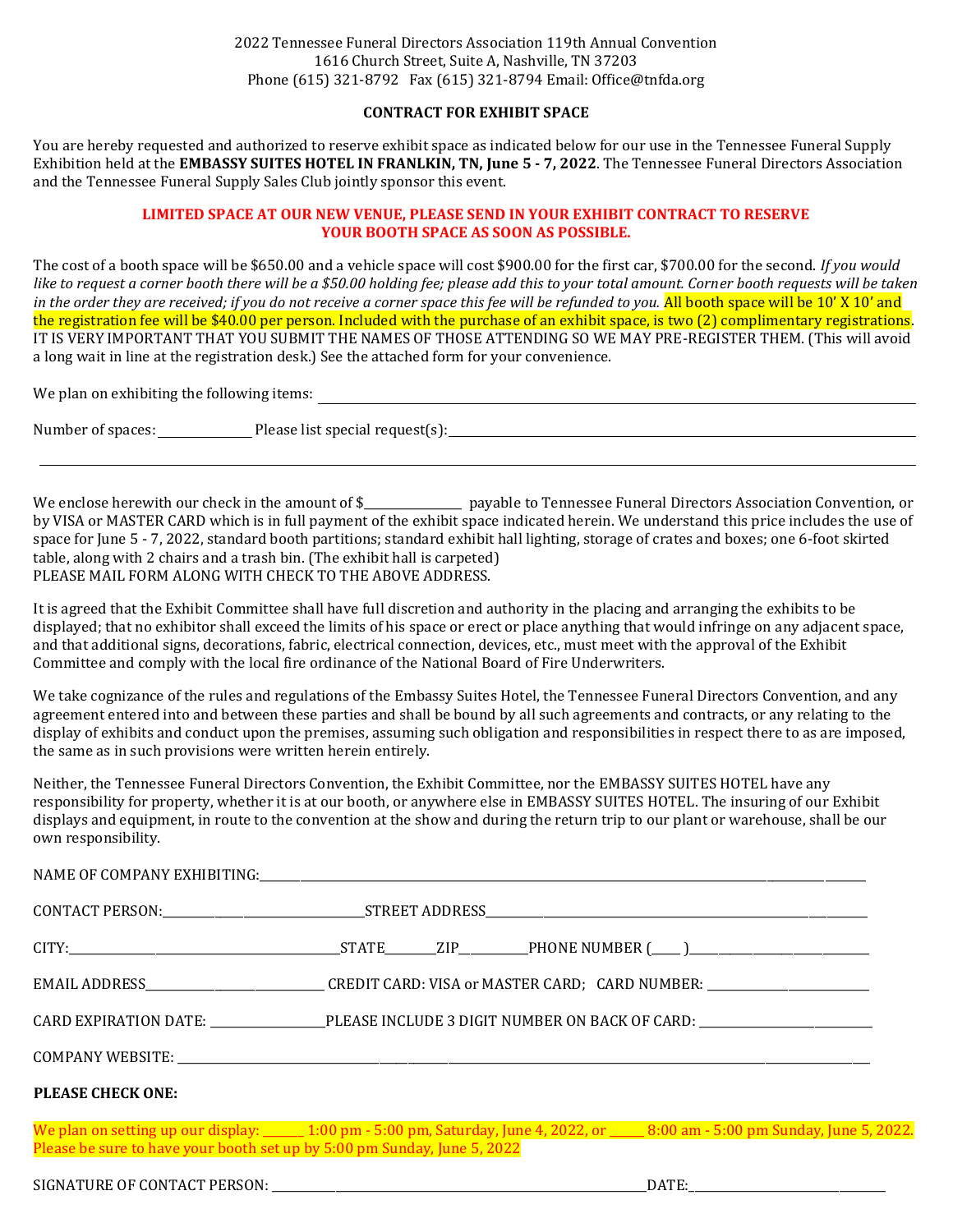2022 Tennessee Funeral Directors Association 119th Annual Convention
1616 Church Street, Suite A, Nashville, TN 37203
Phone (615) 321-8792 Fax (615) 321-8794 Email: Office@tnfda.org

**CONTRACT FOR EXHIBIT SPACE**

You are hereby requested and authorized to reserve exhibit space as indicated below for our use in the Tennessee Funeral Supply Exhibition held at the **EMBASSY SUITES HOTEL IN FRANLKIN, TN, June 5 - 7, 2022**. The Tennessee Funeral Directors Association and the Tennessee Funeral Supply Sales Club jointly sponsor this event.

**LIMITED SPACE AT OUR NEW VENUE, PLEASE SEND IN YOUR EXHIBIT CONTRACT TO RESERVE YOUR BOOTH SPACE AS SOON AS POSSIBLE.**

The cost of a booth space will be $650.00 and a vehicle space will cost $900.00 for the first car, $700.00 for the second. *If you would like to request a corner booth there will be a $50.00 holding fee; please add this to your total amount. Corner booth requests will be taken in the order they are received; if you do not receive a corner space this fee will be refunded to you.* All booth space will be 10' X 10' and the registration fee will be $40.00 per person. Included with the purchase of an exhibit space, is two (2) complimentary registrations. IT IS VERY IMPORTANT THAT YOU SUBMIT THE NAMES OF THOSE ATTENDING SO WE MAY PRE-REGISTER THEM. (This will avoid a long wait in line at the registration desk.) See the attached form for your convenience.

We plan on exhibiting the following items: ______________________________

Number of spaces: __________ Please list special request(s): ______________________________

______________________________

We enclose herewith our check in the amount of $__________ payable to Tennessee Funeral Directors Association Convention, or by VISA or MASTER CARD which is in full payment of the exhibit space indicated herein. We understand this price includes the use of space for June 5 - 7, 2022, standard booth partitions; standard exhibit hall lighting, storage of crates and boxes; one 6-foot skirted table, along with 2 chairs and a trash bin. (The exhibit hall is carpeted)
PLEASE MAIL FORM ALONG WITH CHECK TO THE ABOVE ADDRESS.

It is agreed that the Exhibit Committee shall have full discretion and authority in the placing and arranging the exhibits to be displayed; that no exhibitor shall exceed the limits of his space or erect or place anything that would infringe on any adjacent space, and that additional signs, decorations, fabric, electrical connection, devices, etc., must meet with the approval of the Exhibit Committee and comply with the local fire ordinance of the National Board of Fire Underwriters.

We take cognizance of the rules and regulations of the Embassy Suites Hotel, the Tennessee Funeral Directors Convention, and any agreement entered into and between these parties and shall be bound by all such agreements and contracts, or any relating to the display of exhibits and conduct upon the premises, assuming such obligation and responsibilities in respect there to as are imposed, the same as in such provisions were written herein entirely.

Neither, the Tennessee Funeral Directors Convention, the Exhibit Committee, nor the EMBASSY SUITES HOTEL have any responsibility for property, whether it is at our booth, or anywhere else in EMBASSY SUITES HOTEL. The insuring of our Exhibit displays and equipment, in route to the convention at the show and during the return trip to our plant or warehouse, shall be our own responsibility.

NAME OF COMPANY EXHIBITING: ______________________________

CONTACT PERSON: __________________ STREET ADDRESS ______________________________

CITY: __________________ STATE ______ ZIP ________ PHONE NUMBER (____) __________________

EMAIL ADDRESS __________________ CREDIT CARD: VISA or MASTER CARD; CARD NUMBER: __________________

CARD EXPIRATION DATE: __________ PLEASE INCLUDE 3 DIGIT NUMBER ON BACK OF CARD: __________

COMPANY WEBSITE: ______________________________

**PLEASE CHECK ONE:**

We plan on setting up our display: ______ 1:00 pm - 5:00 pm, Saturday, June 4, 2022, or _____ 8:00 am - 5:00 pm Sunday, June 5, 2022. Please be sure to have your booth set up by 5:00 pm Sunday, June 5, 2022

SIGNATURE OF CONTACT PERSON: ______________________________ DATE: __________________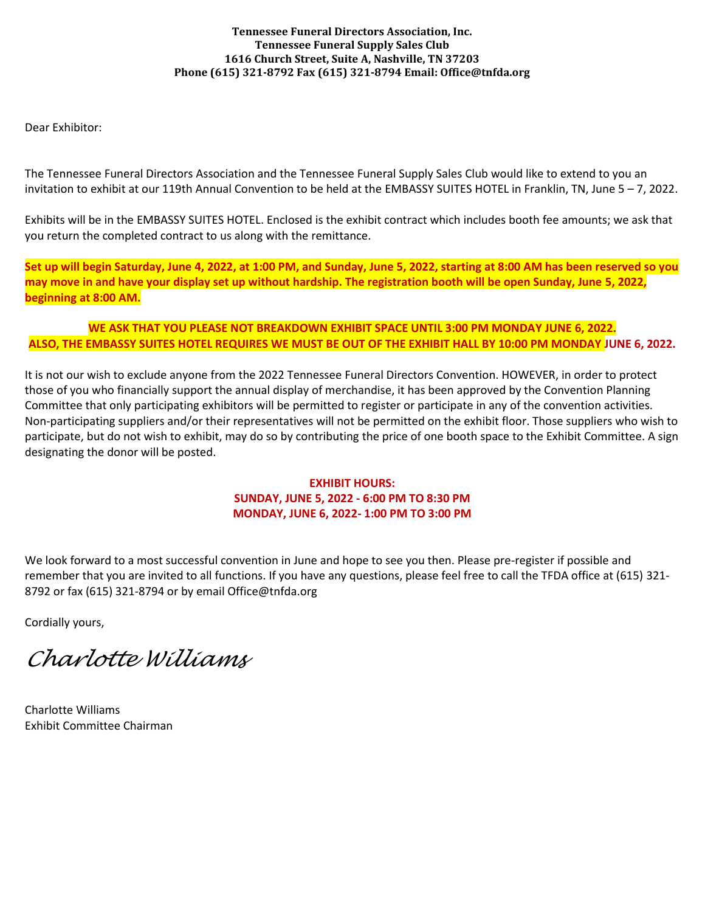**Tennessee Funeral Directors Association, Inc.**
**Tennessee Funeral Supply Sales Club**
**1616 Church Street, Suite A, Nashville, TN 37203**
**Phone (615) 321-8792 Fax (615) 321-8794 Email: Office@tnfda.org**

Dear Exhibitor:

The Tennessee Funeral Directors Association and the Tennessee Funeral Supply Sales Club would like to extend to you an invitation to exhibit at our 119th Annual Convention to be held at the EMBASSY SUITES HOTEL in Franklin, TN, June 5 – 7, 2022.

Exhibits will be in the EMBASSY SUITES HOTEL. Enclosed is the exhibit contract which includes booth fee amounts; we ask that you return the completed contract to us along with the remittance.

**Set up will begin Saturday, June 4, 2022, at 1:00 PM, and Sunday, June 5, 2022, starting at 8:00 AM has been reserved so you may move in and have your display set up without hardship. The registration booth will be open Sunday, June 5, 2022, beginning at 8:00 AM.**

**WE ASK THAT YOU PLEASE NOT BREAKDOWN EXHIBIT SPACE UNTIL 3:00 PM MONDAY JUNE 6, 2022.**
**ALSO, THE EMBASSY SUITES HOTEL REQUIRES WE MUST BE OUT OF THE EXHIBIT HALL BY 10:00 PM MONDAY JUNE 6, 2022.**

It is not our wish to exclude anyone from the 2022 Tennessee Funeral Directors Convention. HOWEVER, in order to protect those of you who financially support the annual display of merchandise, it has been approved by the Convention Planning Committee that only participating exhibitors will be permitted to register or participate in any of the convention activities. Non-participating suppliers and/or their representatives will not be permitted on the exhibit floor. Those suppliers who wish to participate, but do not wish to exhibit, may do so by contributing the price of one booth space to the Exhibit Committee. A sign designating the donor will be posted.

**EXHIBIT HOURS:**
**SUNDAY, JUNE 5, 2022 - 6:00 PM TO 8:30 PM**
**MONDAY, JUNE 6, 2022- 1:00 PM TO 3:00 PM**

We look forward to a most successful convention in June and hope to see you then. Please pre-register if possible and remember that you are invited to all functions. If you have any questions, please feel free to call the TFDA office at (615) 321-8792 or fax (615) 321-8794 or by email Office@tnfda.org

Cordially yours,

*Charlotte Williams*

Charlotte Williams
Exhibit Committee Chairman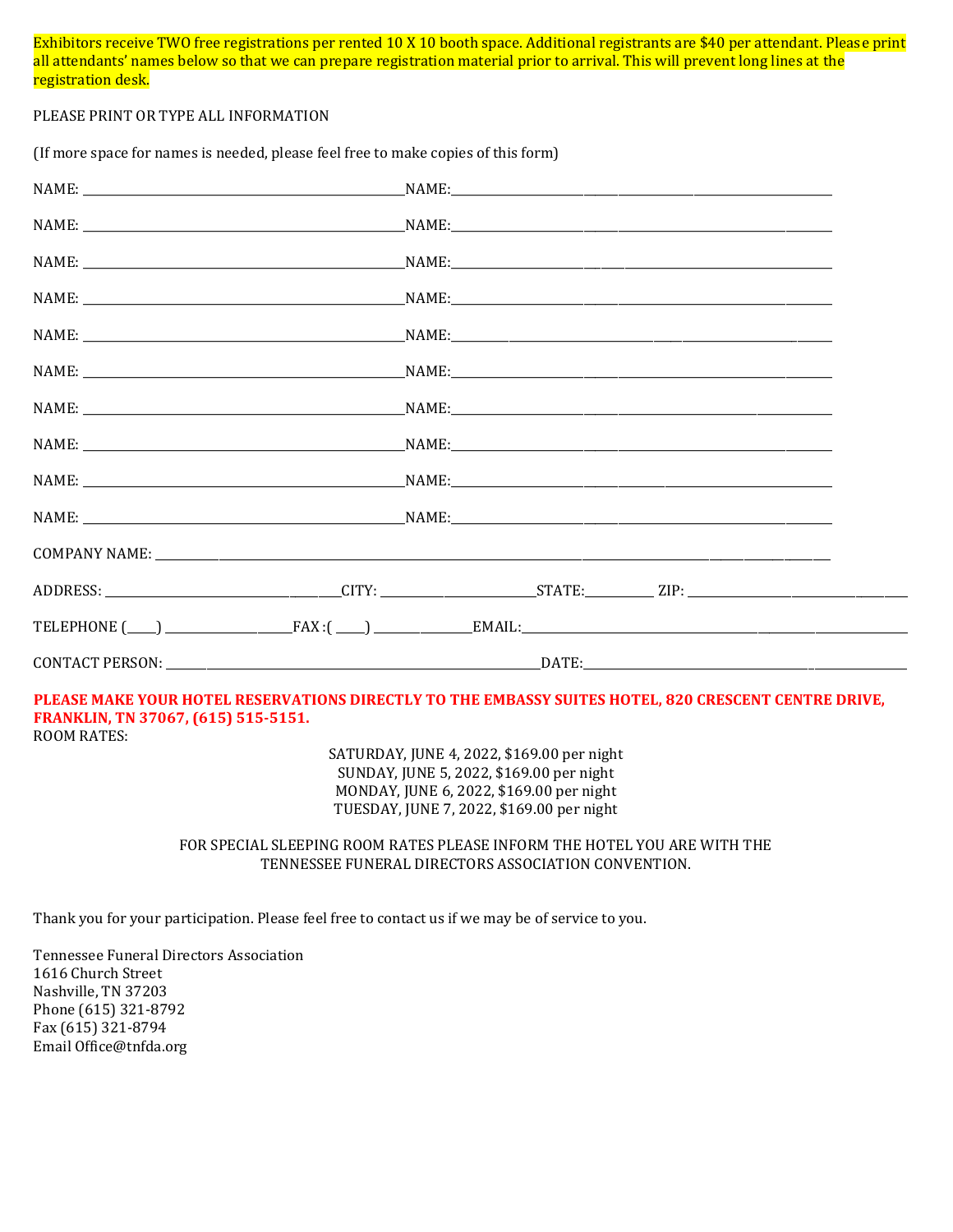Exhibitors receive TWO free registrations per rented 10 X 10 booth space. Additional registrants are $40 per attendant. Please print all attendants' names below so that we can prepare registration material prior to arrival. This will prevent long lines at the registration desk.

PLEASE PRINT OR TYPE ALL INFORMATION

(If more space for names is needed, please feel free to make copies of this form)

NAME: ______________________________ NAME: ______________________________

NAME: ______________________________ NAME: ______________________________

NAME: ______________________________ NAME: ______________________________

NAME: ______________________________ NAME: ______________________________

NAME: ______________________________ NAME: ______________________________

NAME: ______________________________ NAME: ______________________________

NAME: ______________________________ NAME: ______________________________

NAME: ______________________________ NAME: ______________________________

NAME: ______________________________ NAME: ______________________________

NAME: ______________________________ NAME: ______________________________

COMPANY NAME: ______________________________

ADDRESS: ____________________ CITY: ______________ STATE: ________ ZIP: ______________

TELEPHONE (____) ______________ FAX :( ____) ______________ EMAIL: ______________________

CONTACT PERSON: ______________________________ DATE: ______________________________

**PLEASE MAKE YOUR HOTEL RESERVATIONS DIRECTLY TO THE EMBASSY SUITES HOTEL, 820 CRESCENT CENTRE DRIVE, FRANKLIN, TN 37067, (615) 515-5151.**

ROOM RATES:

SATURDAY, JUNE 4, 2022, $169.00 per night
SUNDAY, JUNE 5, 2022, $169.00 per night
MONDAY, JUNE 6, 2022, $169.00 per night
TUESDAY, JUNE 7, 2022, $169.00 per night

FOR SPECIAL SLEEPING ROOM RATES PLEASE INFORM THE HOTEL YOU ARE WITH THE TENNESSEE FUNERAL DIRECTORS ASSOCIATION CONVENTION.

Thank you for your participation. Please feel free to contact us if we may be of service to you.

Tennessee Funeral Directors Association
1616 Church Street
Nashville, TN 37203
Phone (615) 321-8792
Fax (615) 321-8794
Email Office@tnfda.org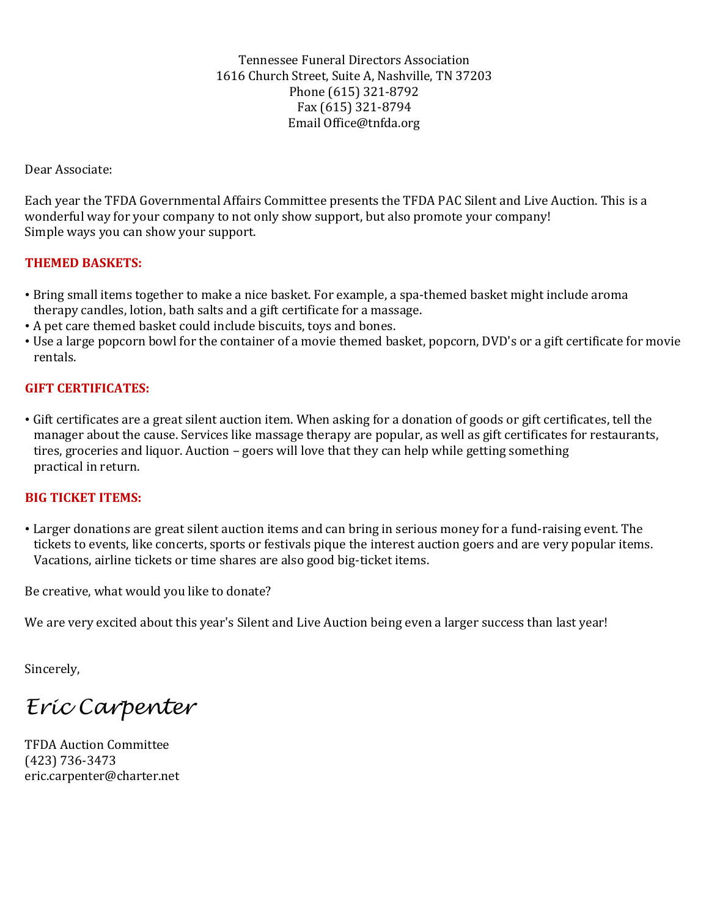Tennessee Funeral Directors Association
1616 Church Street, Suite A, Nashville, TN 37203
Phone (615) 321-8792
Fax (615) 321-8794
Email Office@tnfda.org

Dear Associate:

Each year the TFDA Governmental Affairs Committee presents the TFDA PAC Silent and Live Auction. This is a wonderful way for your company to not only show support, but also promote your company!
Simple ways you can show your support.

**THEMED BASKETS:**

- Bring small items together to make a nice basket. For example, a spa-themed basket might include aroma therapy candles, lotion, bath salts and a gift certificate for a massage.
- A pet care themed basket could include biscuits, toys and bones.
- Use a large popcorn bowl for the container of a movie themed basket, popcorn, DVD's or a gift certificate for movie rentals.

**GIFT CERTIFICATES:**

- Gift certificates are a great silent auction item. When asking for a donation of goods or gift certificates, tell the manager about the cause. Services like massage therapy are popular, as well as gift certificates for restaurants, tires, groceries and liquor. Auction – goers will love that they can help while getting something practical in return.

**BIG TICKET ITEMS:**

- Larger donations are great silent auction items and can bring in serious money for a fund-raising event. The tickets to events, like concerts, sports or festivals pique the interest auction goers and are very popular items. Vacations, airline tickets or time shares are also good big-ticket items.

Be creative, what would you like to donate?

We are very excited about this year's Silent and Live Auction being even a larger success than last year!

Sincerely,

*Eric Carpenter*

TFDA Auction Committee
(423) 736-3473
eric.carpenter@charter.net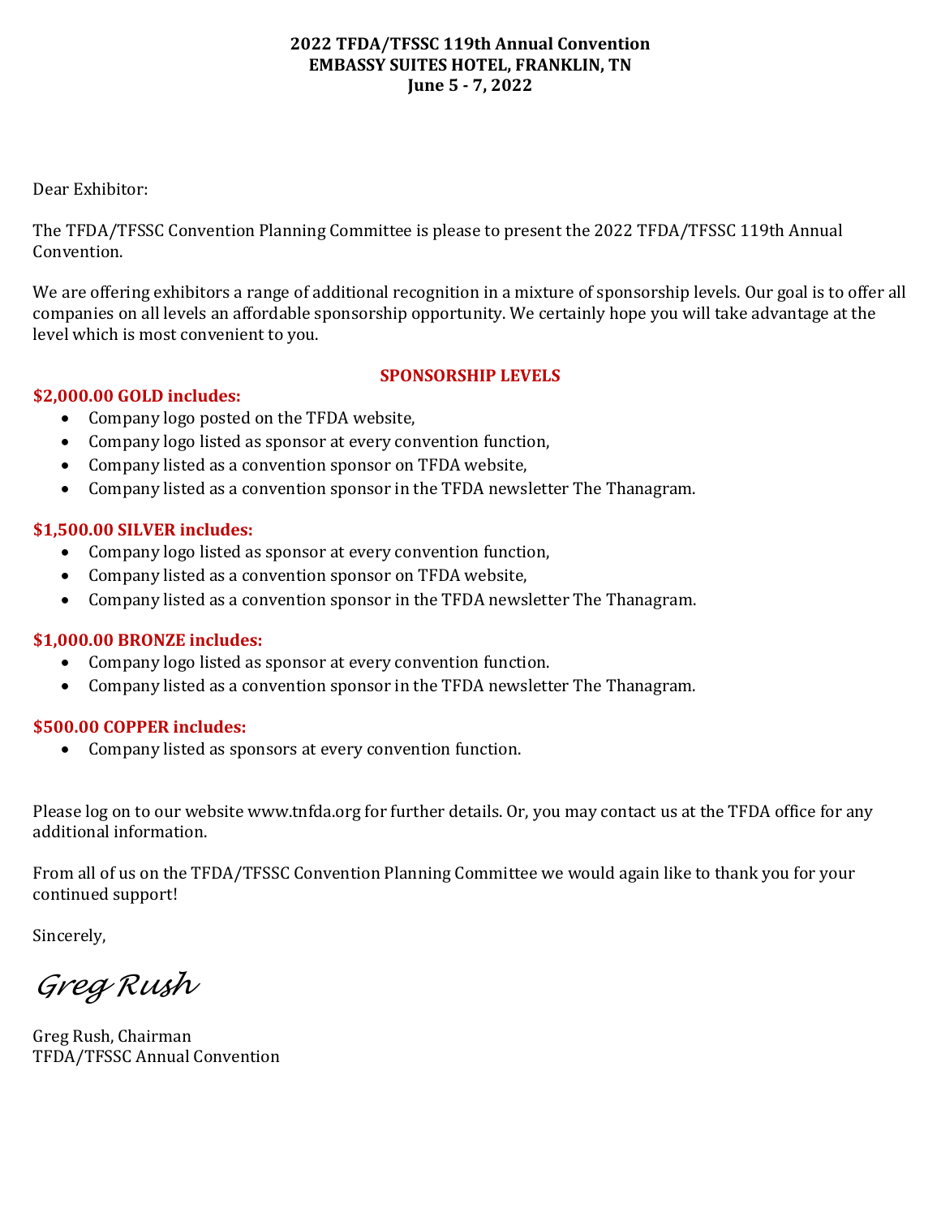**2022 TFDA/TFSSC 119th Annual Convention**
**EMBASSY SUITES HOTEL, FRANKLIN, TN**
**June 5 - 7, 2022**

Dear Exhibitor:

The TFDA/TFSSC Convention Planning Committee is please to present the 2022 TFDA/TFSSC 119th Annual Convention.

We are offering exhibitors a range of additional recognition in a mixture of sponsorship levels. Our goal is to offer all companies on all levels an affordable sponsorship opportunity. We certainly hope you will take advantage at the level which is most convenient to you.

## SPONSORSHIP LEVELS

**$2,000.00 GOLD includes:**

- Company logo posted on the TFDA website,
- Company logo listed as sponsor at every convention function,
- Company listed as a convention sponsor on TFDA website,
- Company listed as a convention sponsor in the TFDA newsletter The Thanagram.

**$1,500.00 SILVER includes:**

- Company logo listed as sponsor at every convention function,
- Company listed as a convention sponsor on TFDA website,
- Company listed as a convention sponsor in the TFDA newsletter The Thanagram.

**$1,000.00 BRONZE includes:**

- Company logo listed as sponsor at every convention function.
- Company listed as a convention sponsor in the TFDA newsletter The Thanagram.

**$500.00 COPPER includes:**

- Company listed as sponsors at every convention function.

Please log on to our website www.tnfda.org for further details. Or, you may contact us at the TFDA office for any additional information.

From all of us on the TFDA/TFSSC Convention Planning Committee we would again like to thank you for your continued support!

Sincerely,

*Greg Rush*

Greg Rush, Chairman
TFDA/TFSSC Annual Convention